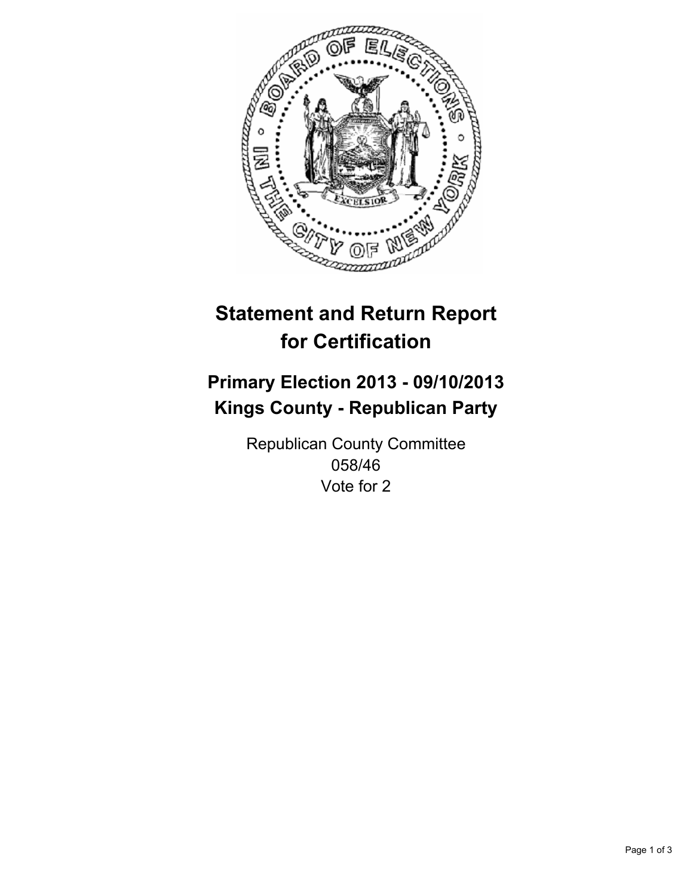# Statement and Return Report for Certification

## Primary Election 2013 - 09/10/2013
## Kings County - Republican Party

Republican County Committee
058/46
Vote for 2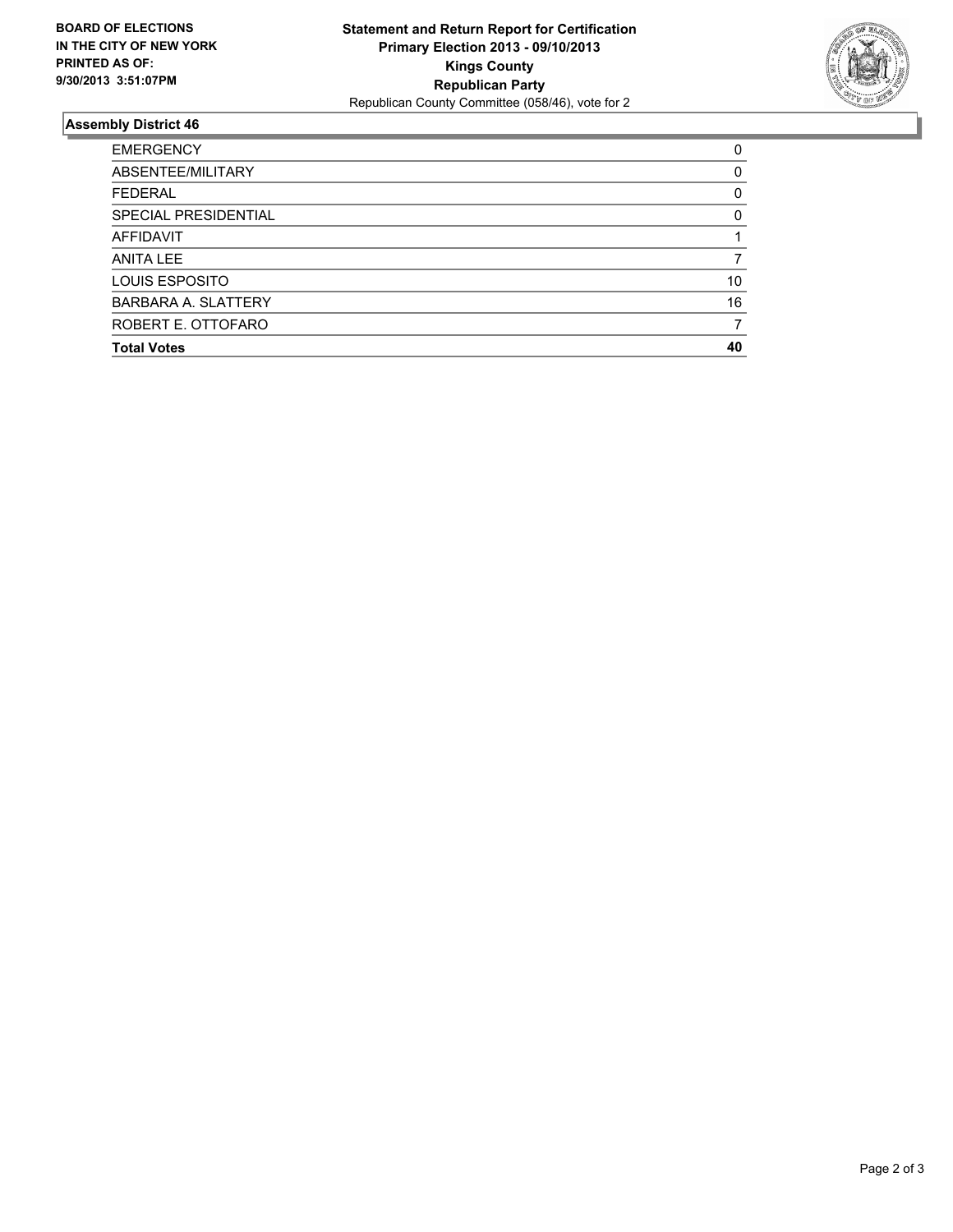**BOARD OF ELECTIONS IN THE CITY OF NEW YORK PRINTED AS OF: 9/30/2013 3:51:07PM**

**Statement and Return Report for Certification**
**Primary Election 2013 - 09/10/2013**
**Kings County**
**Republican Party**
Republican County Committee (058/46), vote for 2

## Assembly District 46

| | |
|---|---|
| EMERGENCY | 0 |
| ABSENTEE/MILITARY | 0 |
| FEDERAL | 0 |
| SPECIAL PRESIDENTIAL | 0 |
| AFFIDAVIT | 1 |
| ANITA LEE | 7 |
| LOUIS ESPOSITO | 10 |
| BARBARA A. SLATTERY | 16 |
| ROBERT E. OTTOFARO | 7 |
| **Total Votes** | **40** |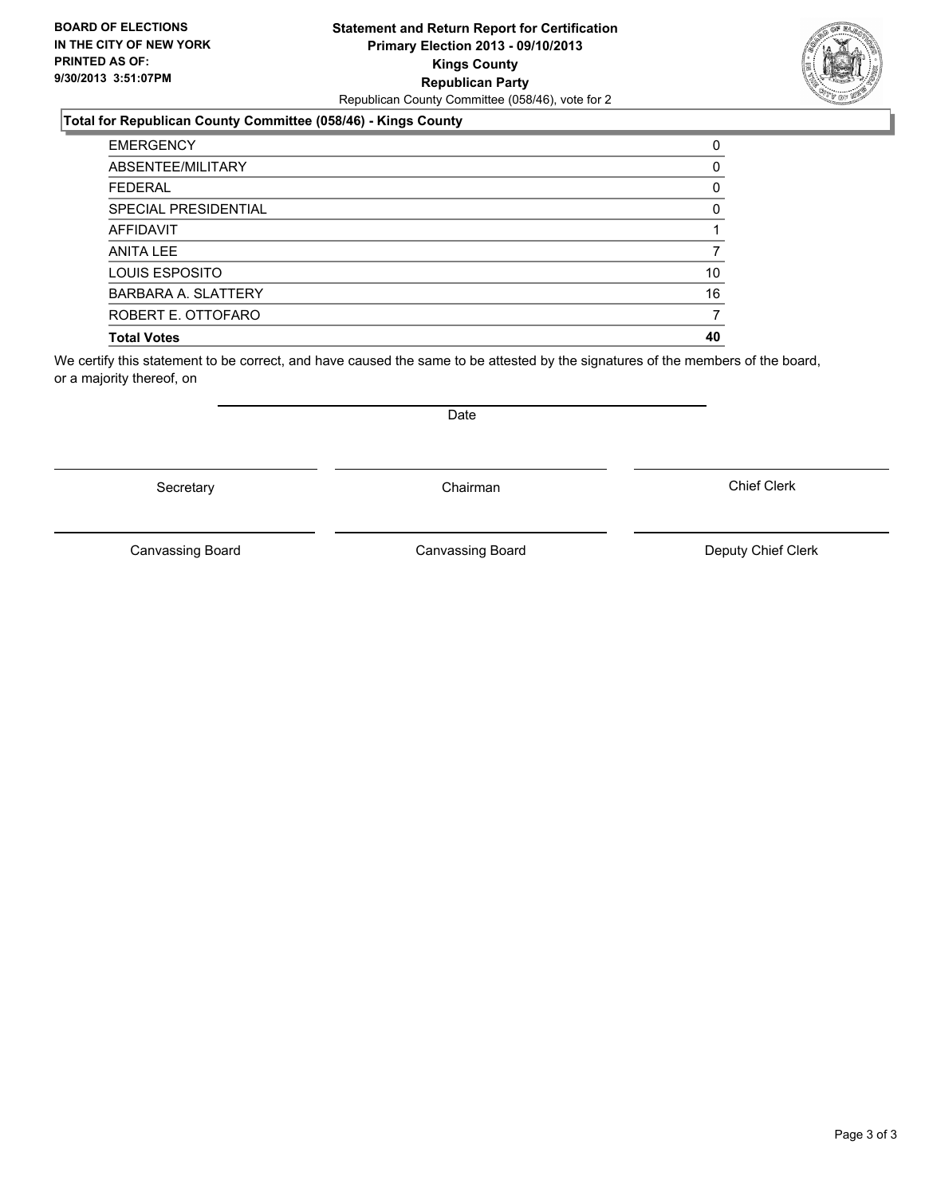**BOARD OF ELECTIONS IN THE CITY OF NEW YORK PRINTED AS OF: 9/30/2013 3:51:07PM**

**Statement and Return Report for Certification Primary Election 2013 - 09/10/2013 Kings County Republican Party**

Republican County Committee (058/46), vote for 2

**Total for Republican County Committee (058/46) - Kings County**

| | |
|---|---|
| EMERGENCY | 0 |
| ABSENTEE/MILITARY | 0 |
| FEDERAL | 0 |
| SPECIAL PRESIDENTIAL | 0 |
| AFFIDAVIT | 1 |
| ANITA LEE | 7 |
| LOUIS ESPOSITO | 10 |
| BARBARA A. SLATTERY | 16 |
| ROBERT E. OTTOFARO | 7 |
| **Total Votes** | **40** |

We certify this statement to be correct, and have caused the same to be attested by the signatures of the members of the board, or a majority thereof, on

Date

Secretary | Chairman | Chief Clerk

Canvassing Board | Canvassing Board | Deputy Chief Clerk